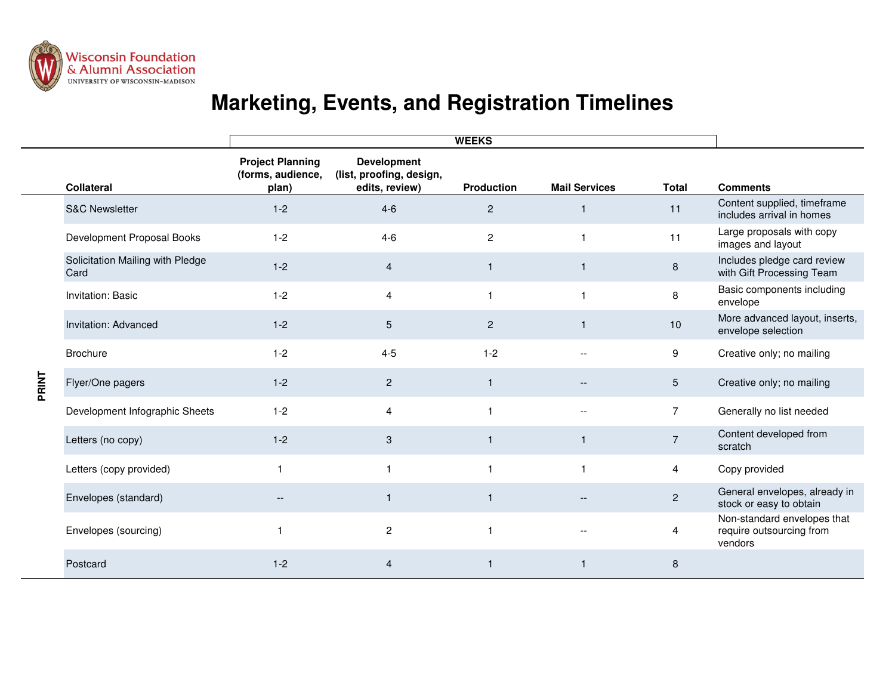Wisconsin Foundation & Alumni Association
UNIVERSITY OF WISCONSIN–MADISON

# Marketing, Events, and Registration Timelines

| | | WEEKS | | | | | |
|---|---|---|---|---|---|---|---|
| | **Collateral** | **Project Planning (forms, audience, plan)** | **Development (list, proofing, design, edits, review)** | **Production** | **Mail Services** | **Total** | **Comments** |
| PRINT | S&C Newsletter | 1-2 | 4-6 | 2 | 1 | 11 | Content supplied, timeframe includes arrival in homes |
| PRINT | Development Proposal Books | 1-2 | 4-6 | 2 | 1 | 11 | Large proposals with copy images and layout |
| PRINT | Solicitation Mailing with Pledge Card | 1-2 | 4 | 1 | 1 | 8 | Includes pledge card review with Gift Processing Team |
| PRINT | Invitation: Basic | 1-2 | 4 | 1 | 1 | 8 | Basic components including envelope |
| PRINT | Invitation: Advanced | 1-2 | 5 | 2 | 1 | 10 | More advanced layout, inserts, envelope selection |
| PRINT | Brochure | 1-2 | 4-5 | 1-2 | -- | 9 | Creative only; no mailing |
| PRINT | Flyer/One pagers | 1-2 | 2 | 1 | -- | 5 | Creative only; no mailing |
| PRINT | Development Infographic Sheets | 1-2 | 4 | 1 | -- | 7 | Generally no list needed |
| PRINT | Letters (no copy) | 1-2 | 3 | 1 | 1 | 7 | Content developed from scratch |
| PRINT | Letters (copy provided) | 1 | 1 | 1 | 1 | 4 | Copy provided |
| PRINT | Envelopes (standard) | -- | 1 | 1 | -- | 2 | General envelopes, already in stock or easy to obtain |
| PRINT | Envelopes (sourcing) | 1 | 2 | 1 | -- | 4 | Non-standard envelopes that require outsourcing from vendors |
| PRINT | Postcard | 1-2 | 4 | 1 | 1 | 8 | |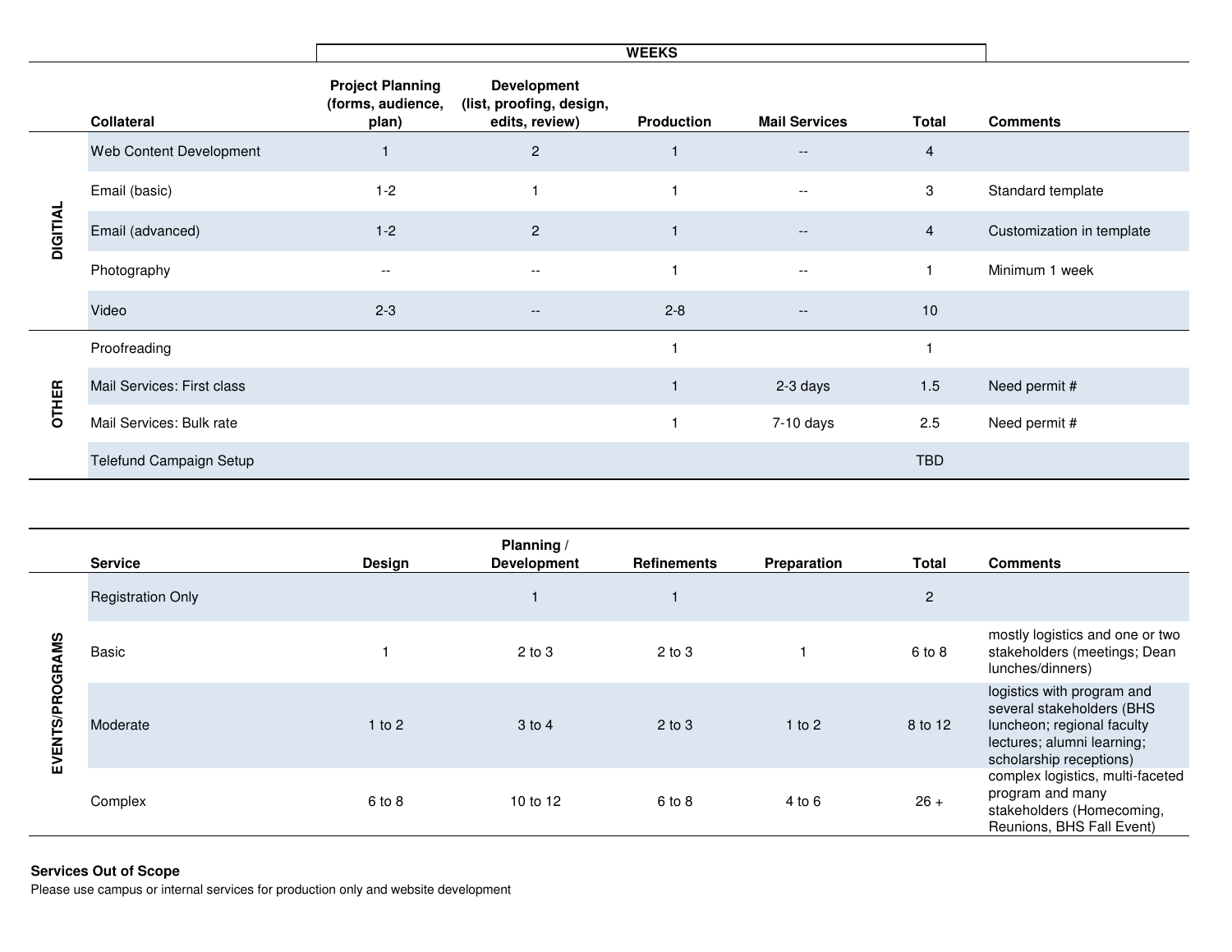| | | WEEKS | | | | | |
|---|---|---|---|---|---|---|---|
| | **Collateral** | **Project Planning (forms, audience, plan)** | **Development (list, proofing, design, edits, review)** | **Production** | **Mail Services** | **Total** | **Comments** |
| **DIGITAL** | Web Content Development | 1 | 2 | 1 | -- | 4 | |
| | Email (basic) | 1-2 | 1 | 1 | -- | 3 | Standard template |
| | Email (advanced) | 1-2 | 2 | 1 | -- | 4 | Customization in template |
| | Photography | -- | -- | 1 | -- | 1 | Minimum 1 week |
| | Video | 2-3 | -- | 2-8 | -- | 10 | |
| **OTHER** | Proofreading | | | 1 | | 1 | |
| | Mail Services: First class | | | 1 | 2-3 days | 1.5 | Need permit # |
| | Mail Services: Bulk rate | | | 1 | 7-10 days | 2.5 | Need permit # |
| | Telefund Campaign Setup | | | | | TBD | |

| | **Service** | **Design** | **Planning / Development** | **Refinements** | **Preparation** | **Total** | **Comments** |
|---|---|---|---|---|---|---|---|
| **EVENTS/PROGRAMS** | Registration Only | | 1 | 1 | | 2 | |
| | Basic | 1 | 2 to 3 | 2 to 3 | 1 | 6 to 8 | mostly logistics and one or two stakeholders (meetings; Dean lunches/dinners) |
| | Moderate | 1 to 2 | 3 to 4 | 2 to 3 | 1 to 2 | 8 to 12 | logistics with program and several stakeholders (BHS luncheon; regional faculty lectures; alumni learning; scholarship receptions) |
| | Complex | 6 to 8 | 10 to 12 | 6 to 8 | 4 to 6 | 26 + | complex logistics, multi-faceted program and many stakeholders (Homecoming, Reunions, BHS Fall Event) |

**Services Out of Scope**

Please use campus or internal services for production only and website development